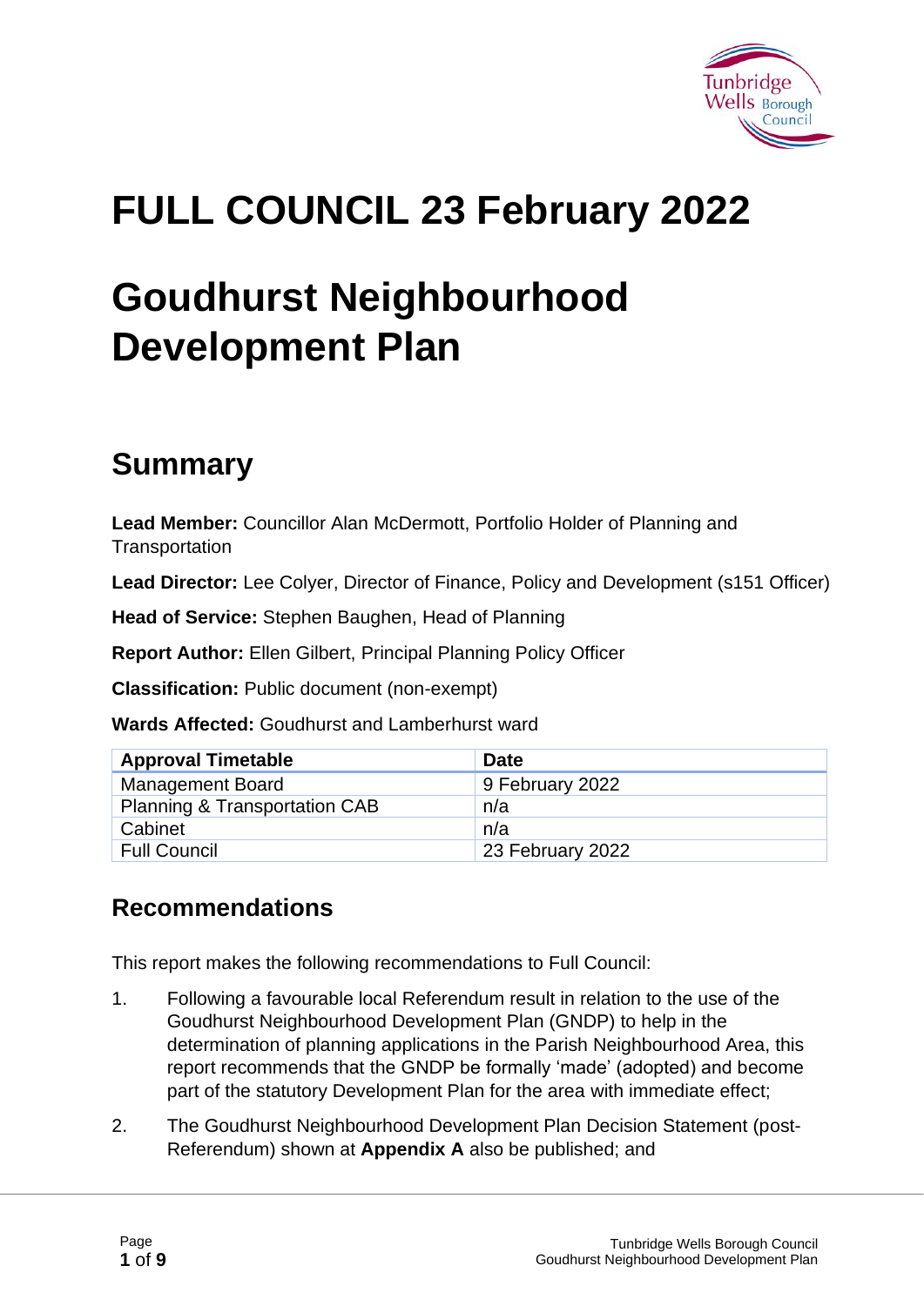# FULL COUNCIL 23 February 2022

# Goudhurst Neighbourhood Development Plan

## Summary

**Lead Member:** Councillor Alan McDermott, Portfolio Holder of Planning and Transportation

**Lead Director:** Lee Colyer, Director of Finance, Policy and Development (s151 Officer)

**Head of Service:** Stephen Baughen, Head of Planning

**Report Author:** Ellen Gilbert, Principal Planning Policy Officer

**Classification:** Public document (non-exempt)

**Wards Affected:** Goudhurst and Lamberhurst ward

| Approval Timetable | Date |
|---|---|
| Management Board | 9 February 2022 |
| Planning & Transportation CAB | n/a |
| Cabinet | n/a |
| Full Council | 23 February 2022 |

### Recommendations

This report makes the following recommendations to Full Council:

1. Following a favourable local Referendum result in relation to the use of the Goudhurst Neighbourhood Development Plan (GNDP) to help in the determination of planning applications in the Parish Neighbourhood Area, this report recommends that the GNDP be formally 'made' (adopted) and become part of the statutory Development Plan for the area with immediate effect;

2. The Goudhurst Neighbourhood Development Plan Decision Statement (post-Referendum) shown at **Appendix A** also be published; and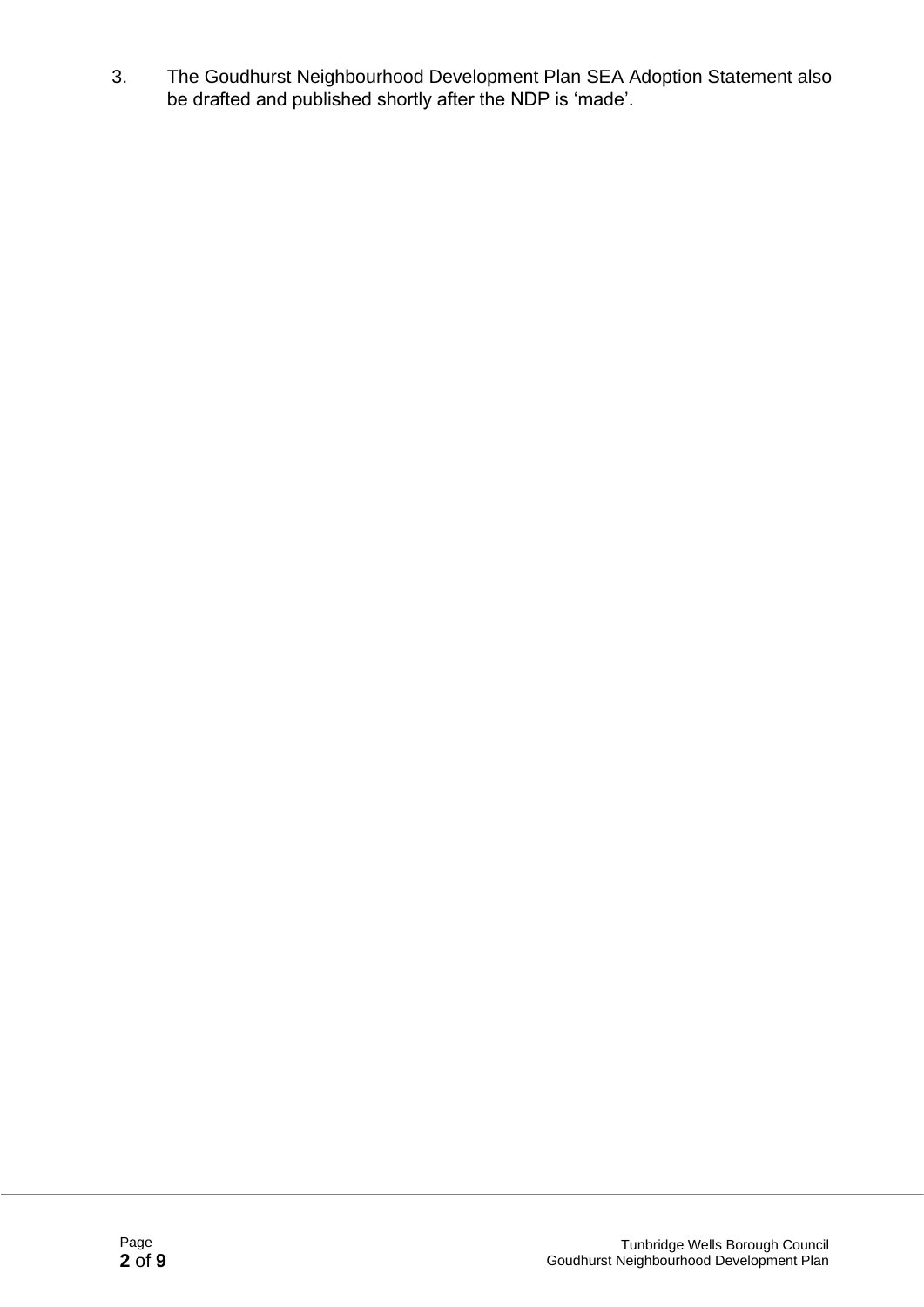3. The Goudhurst Neighbourhood Development Plan SEA Adoption Statement also be drafted and published shortly after the NDP is 'made'.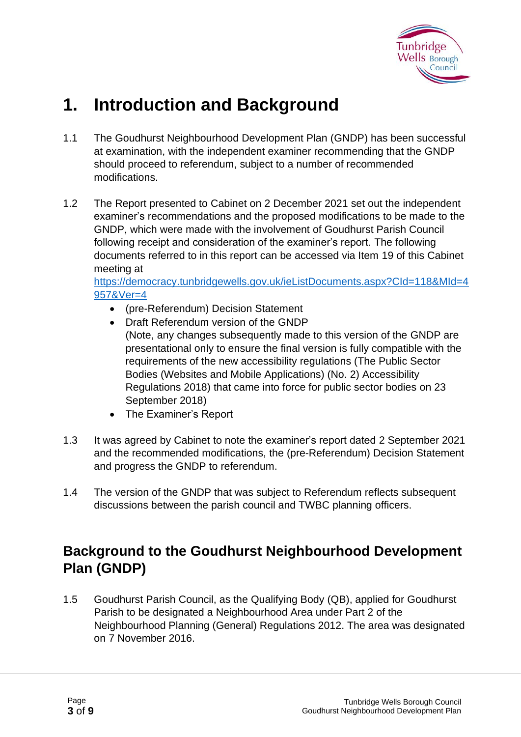# 1. Introduction and Background

1.1 The Goudhurst Neighbourhood Development Plan (GNDP) has been successful at examination, with the independent examiner recommending that the GNDP should proceed to referendum, subject to a number of recommended modifications.

1.2 The Report presented to Cabinet on 2 December 2021 set out the independent examiner's recommendations and the proposed modifications to be made to the GNDP, which were made with the involvement of Goudhurst Parish Council following receipt and consideration of the examiner's report. The following documents referred to in this report can be accessed via Item 19 of this Cabinet meeting at [https://democracy.tunbridgewells.gov.uk/ieListDocuments.aspx?CId=118&MId=4957&Ver=4](https://democracy.tunbridgewells.gov.uk/ieListDocuments.aspx?CId=118&MId=4957&Ver=4)

- (pre-Referendum) Decision Statement
- Draft Referendum version of the GNDP
  (Note, any changes subsequently made to this version of the GNDP are presentational only to ensure the final version is fully compatible with the requirements of the new accessibility regulations (The Public Sector Bodies (Websites and Mobile Applications) (No. 2) Accessibility Regulations 2018) that came into force for public sector bodies on 23 September 2018)
- The Examiner's Report

1.3 It was agreed by Cabinet to note the examiner's report dated 2 September 2021 and the recommended modifications, the (pre-Referendum) Decision Statement and progress the GNDP to referendum.

1.4 The version of the GNDP that was subject to Referendum reflects subsequent discussions between the parish council and TWBC planning officers.

## Background to the Goudhurst Neighbourhood Development Plan (GNDP)

1.5 Goudhurst Parish Council, as the Qualifying Body (QB), applied for Goudhurst Parish to be designated a Neighbourhood Area under Part 2 of the Neighbourhood Planning (General) Regulations 2012. The area was designated on 7 November 2016.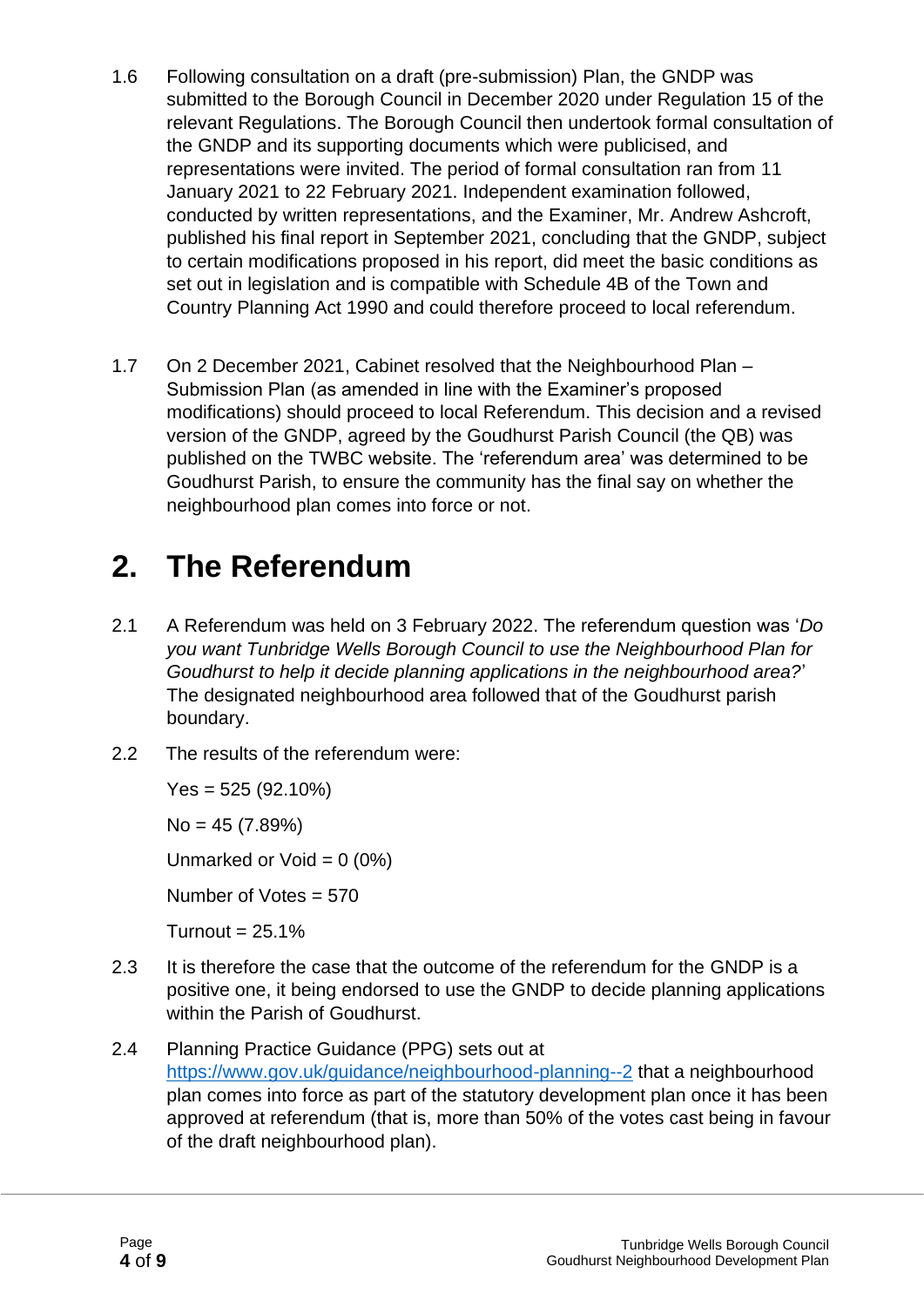1.6 Following consultation on a draft (pre-submission) Plan, the GNDP was submitted to the Borough Council in December 2020 under Regulation 15 of the relevant Regulations. The Borough Council then undertook formal consultation of the GNDP and its supporting documents which were publicised, and representations were invited. The period of formal consultation ran from 11 January 2021 to 22 February 2021. Independent examination followed, conducted by written representations, and the Examiner, Mr. Andrew Ashcroft, published his final report in September 2021, concluding that the GNDP, subject to certain modifications proposed in his report, did meet the basic conditions as set out in legislation and is compatible with Schedule 4B of the Town and Country Planning Act 1990 and could therefore proceed to local referendum.

1.7 On 2 December 2021, Cabinet resolved that the Neighbourhood Plan – Submission Plan (as amended in line with the Examiner's proposed modifications) should proceed to local Referendum. This decision and a revised version of the GNDP, agreed by the Goudhurst Parish Council (the QB) was published on the TWBC website. The 'referendum area' was determined to be Goudhurst Parish, to ensure the community has the final say on whether the neighbourhood plan comes into force or not.

# 2. The Referendum

2.1 A Referendum was held on 3 February 2022. The referendum question was '*Do you want Tunbridge Wells Borough Council to use the Neighbourhood Plan for Goudhurst to help it decide planning applications in the neighbourhood area?*' The designated neighbourhood area followed that of the Goudhurst parish boundary.

2.2 The results of the referendum were:

Yes = 525 (92.10%)

No = 45 (7.89%)

Unmarked or Void = 0 (0%)

Number of Votes = 570

Turnout = 25.1%

2.3 It is therefore the case that the outcome of the referendum for the GNDP is a positive one, it being endorsed to use the GNDP to decide planning applications within the Parish of Goudhurst.

2.4 Planning Practice Guidance (PPG) sets out at https://www.gov.uk/guidance/neighbourhood-planning--2 that a neighbourhood plan comes into force as part of the statutory development plan once it has been approved at referendum (that is, more than 50% of the votes cast being in favour of the draft neighbourhood plan).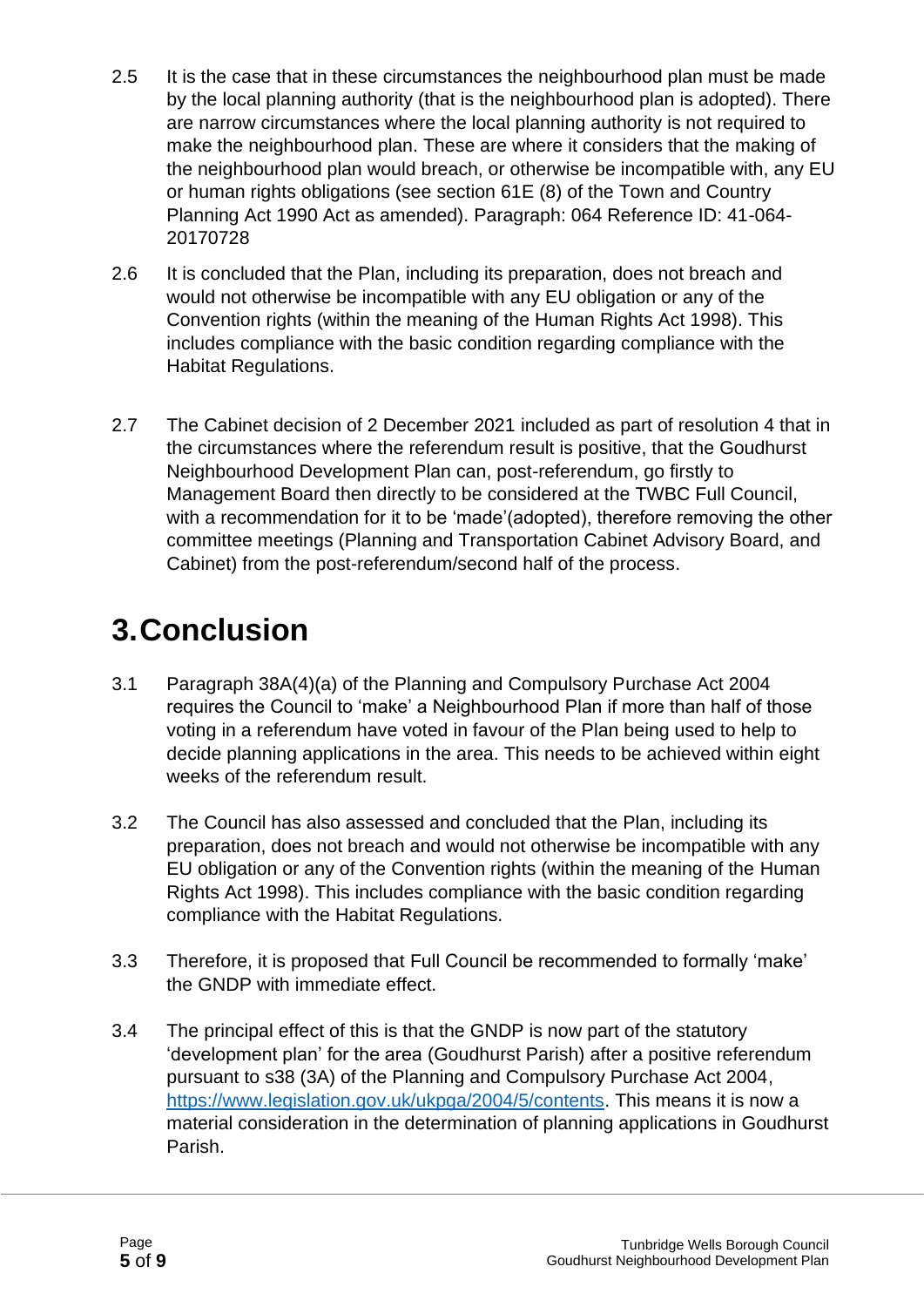2.5 It is the case that in these circumstances the neighbourhood plan must be made by the local planning authority (that is the neighbourhood plan is adopted). There are narrow circumstances where the local planning authority is not required to make the neighbourhood plan. These are where it considers that the making of the neighbourhood plan would breach, or otherwise be incompatible with, any EU or human rights obligations (see section 61E (8) of the Town and Country Planning Act 1990 Act as amended). Paragraph: 064 Reference ID: 41-064-20170728

2.6 It is concluded that the Plan, including its preparation, does not breach and would not otherwise be incompatible with any EU obligation or any of the Convention rights (within the meaning of the Human Rights Act 1998). This includes compliance with the basic condition regarding compliance with the Habitat Regulations.

2.7 The Cabinet decision of 2 December 2021 included as part of resolution 4 that in the circumstances where the referendum result is positive, that the Goudhurst Neighbourhood Development Plan can, post-referendum, go firstly to Management Board then directly to be considered at the TWBC Full Council, with a recommendation for it to be 'made'(adopted), therefore removing the other committee meetings (Planning and Transportation Cabinet Advisory Board, and Cabinet) from the post-referendum/second half of the process.

# 3. Conclusion

3.1 Paragraph 38A(4)(a) of the Planning and Compulsory Purchase Act 2004 requires the Council to 'make' a Neighbourhood Plan if more than half of those voting in a referendum have voted in favour of the Plan being used to help to decide planning applications in the area. This needs to be achieved within eight weeks of the referendum result.

3.2 The Council has also assessed and concluded that the Plan, including its preparation, does not breach and would not otherwise be incompatible with any EU obligation or any of the Convention rights (within the meaning of the Human Rights Act 1998). This includes compliance with the basic condition regarding compliance with the Habitat Regulations.

3.3 Therefore, it is proposed that Full Council be recommended to formally 'make' the GNDP with immediate effect.

3.4 The principal effect of this is that the GNDP is now part of the statutory 'development plan' for the area (Goudhurst Parish) after a positive referendum pursuant to s38 (3A) of the Planning and Compulsory Purchase Act 2004, https://www.legislation.gov.uk/ukpga/2004/5/contents. This means it is now a material consideration in the determination of planning applications in Goudhurst Parish.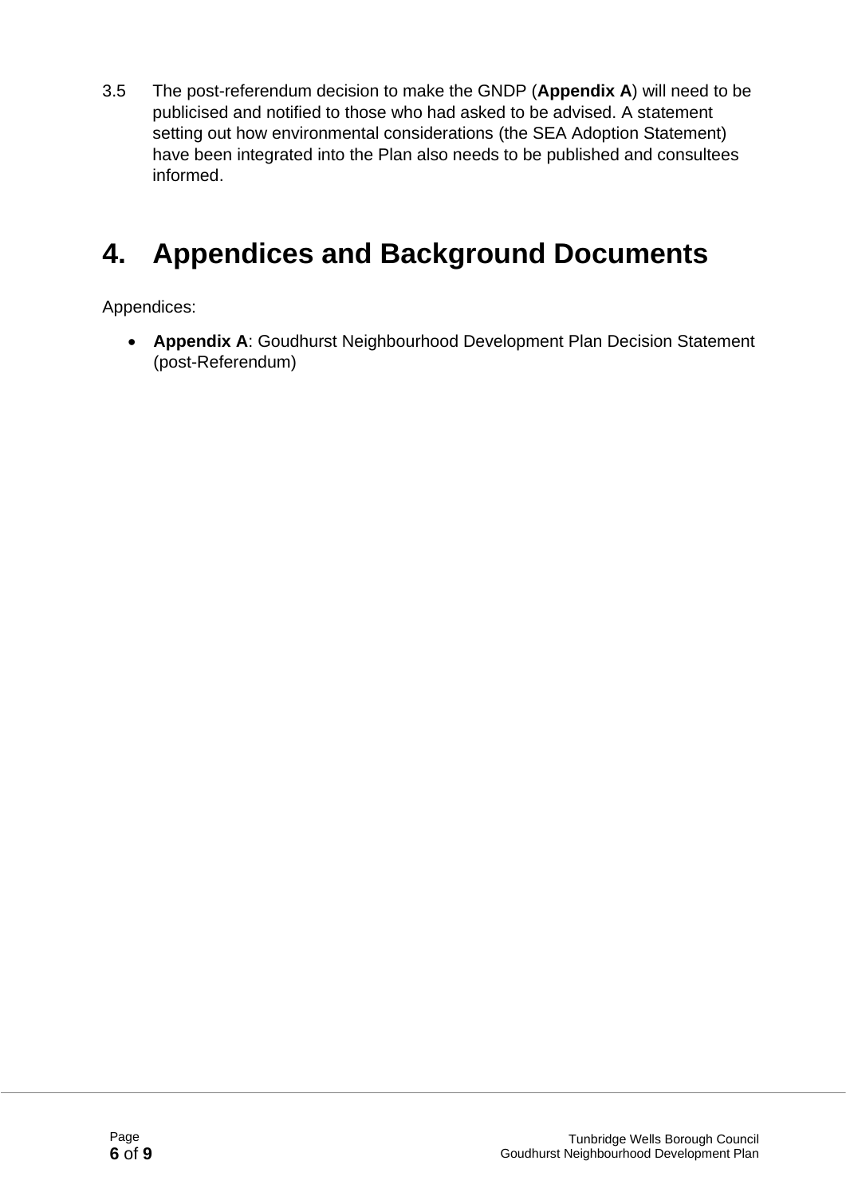3.5 The post-referendum decision to make the GNDP (**Appendix A**) will need to be publicised and notified to those who had asked to be advised. A statement setting out how environmental considerations (the SEA Adoption Statement) have been integrated into the Plan also needs to be published and consultees informed.

# 4. Appendices and Background Documents

Appendices:

- **Appendix A**: Goudhurst Neighbourhood Development Plan Decision Statement (post-Referendum)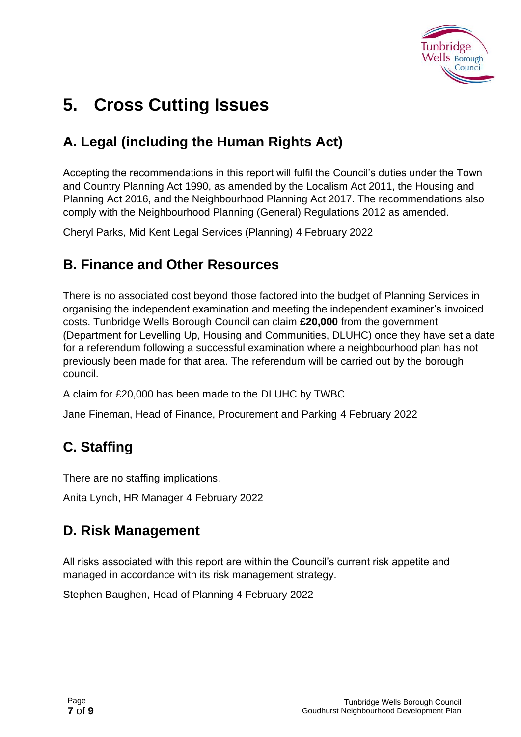# 5. Cross Cutting Issues

## A. Legal (including the Human Rights Act)

Accepting the recommendations in this report will fulfil the Council's duties under the Town and Country Planning Act 1990, as amended by the Localism Act 2011, the Housing and Planning Act 2016, and the Neighbourhood Planning Act 2017. The recommendations also comply with the Neighbourhood Planning (General) Regulations 2012 as amended.

Cheryl Parks, Mid Kent Legal Services (Planning) 4 February 2022

## B. Finance and Other Resources

There is no associated cost beyond those factored into the budget of Planning Services in organising the independent examination and meeting the independent examiner's invoiced costs. Tunbridge Wells Borough Council can claim **£20,000** from the government (Department for Levelling Up, Housing and Communities, DLUHC) once they have set a date for a referendum following a successful examination where a neighbourhood plan has not previously been made for that area. The referendum will be carried out by the borough council.

A claim for £20,000 has been made to the DLUHC by TWBC

Jane Fineman, Head of Finance, Procurement and Parking 4 February 2022

## C. Staffing

There are no staffing implications.

Anita Lynch, HR Manager 4 February 2022

## D. Risk Management

All risks associated with this report are within the Council's current risk appetite and managed in accordance with its risk management strategy.

Stephen Baughen, Head of Planning 4 February 2022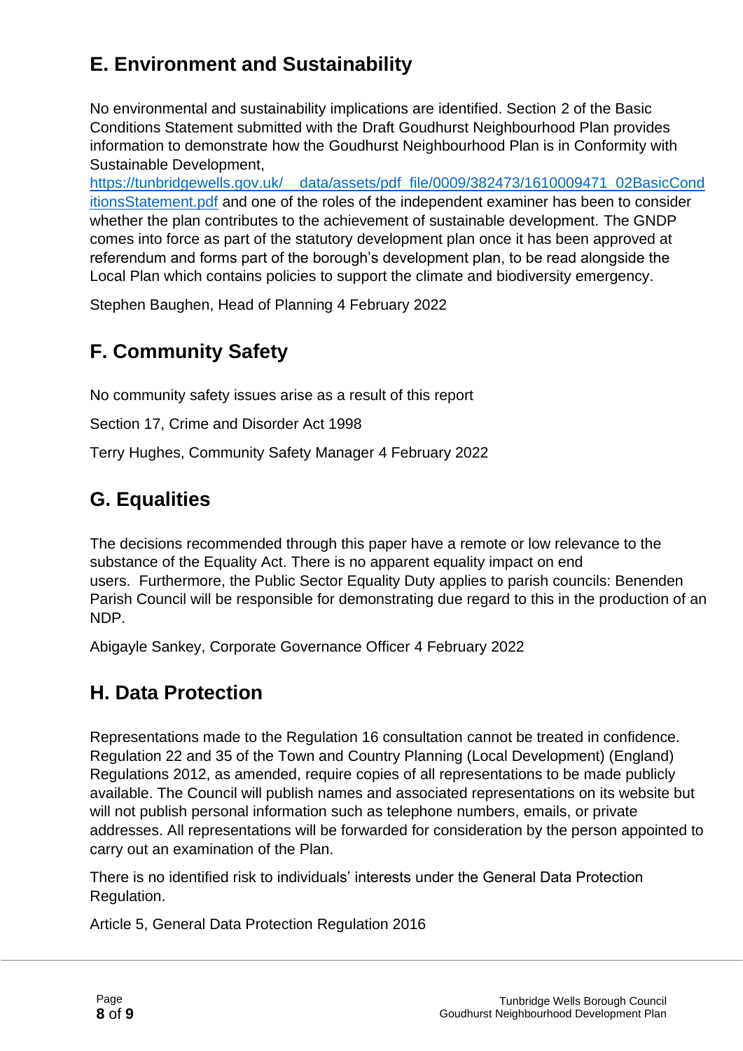## E. Environment and Sustainability

No environmental and sustainability implications are identified. Section 2 of the Basic Conditions Statement submitted with the Draft Goudhurst Neighbourhood Plan provides information to demonstrate how the Goudhurst Neighbourhood Plan is in Conformity with Sustainable Development, [https://tunbridgewells.gov.uk/__data/assets/pdf_file/0009/382473/1610009471_02BasicConditionsStatement.pdf](https://tunbridgewells.gov.uk/__data/assets/pdf_file/0009/382473/1610009471_02BasicConditionsStatement.pdf) and one of the roles of the independent examiner has been to consider whether the plan contributes to the achievement of sustainable development. The GNDP comes into force as part of the statutory development plan once it has been approved at referendum and forms part of the borough's development plan, to be read alongside the Local Plan which contains policies to support the climate and biodiversity emergency.

Stephen Baughen, Head of Planning 4 February 2022

## F. Community Safety

No community safety issues arise as a result of this report

Section 17, Crime and Disorder Act 1998

Terry Hughes, Community Safety Manager 4 February 2022

## G. Equalities

The decisions recommended through this paper have a remote or low relevance to the substance of the Equality Act. There is no apparent equality impact on end users. Furthermore, the Public Sector Equality Duty applies to parish councils: Benenden Parish Council will be responsible for demonstrating due regard to this in the production of an NDP.

Abigayle Sankey, Corporate Governance Officer 4 February 2022

## H. Data Protection

Representations made to the Regulation 16 consultation cannot be treated in confidence. Regulation 22 and 35 of the Town and Country Planning (Local Development) (England) Regulations 2012, as amended, require copies of all representations to be made publicly available. The Council will publish names and associated representations on its website but will not publish personal information such as telephone numbers, emails, or private addresses. All representations will be forwarded for consideration by the person appointed to carry out an examination of the Plan.

There is no identified risk to individuals' interests under the General Data Protection Regulation.

Article 5, General Data Protection Regulation 2016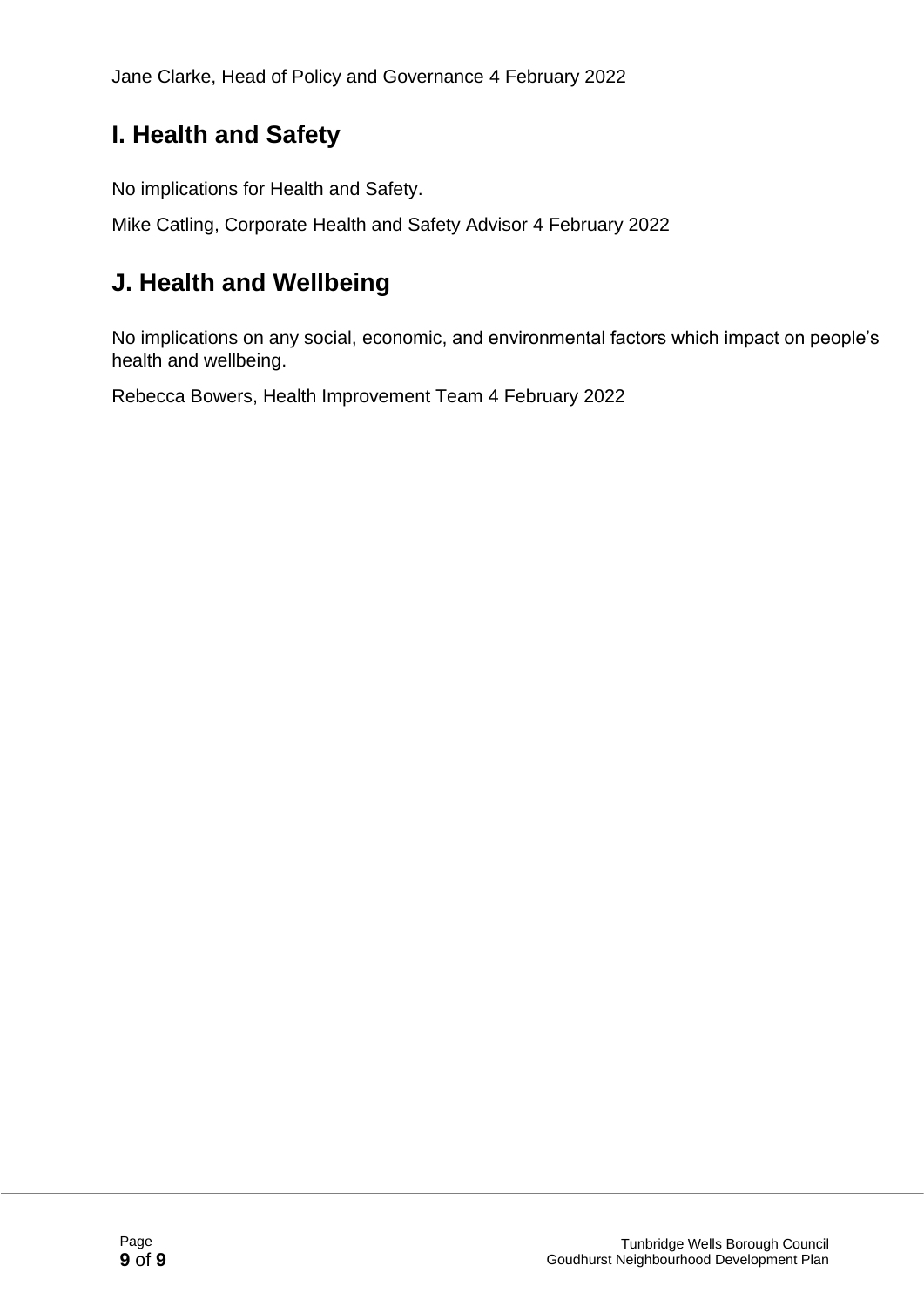Jane Clarke, Head of Policy and Governance 4 February 2022

## I. Health and Safety

No implications for Health and Safety.

Mike Catling, Corporate Health and Safety Advisor 4 February 2022

## J. Health and Wellbeing

No implications on any social, economic, and environmental factors which impact on people's health and wellbeing.

Rebecca Bowers, Health Improvement Team 4 February 2022